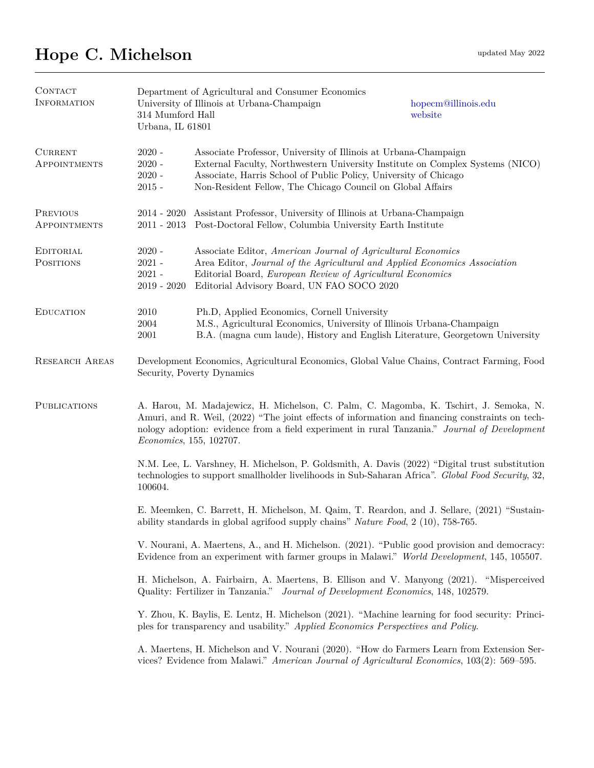# Hope C. Michelson

updated May 2022

## Contact Information

Department of Agricultural and Consumer Economics
University of Illinois at Urbana-Champaign
314 Mumford Hall
Urbana, IL 61801

hopecm@illinois.edu
website

## Current Appointments

- 2020 - Associate Professor, University of Illinois at Urbana-Champaign
- 2020 - External Faculty, Northwestern University Institute on Complex Systems (NICO)
- 2020 - Associate, Harris School of Public Policy, University of Chicago
- 2015 - Non-Resident Fellow, The Chicago Council on Global Affairs

## Previous Appointments

- 2014 - 2020 Assistant Professor, University of Illinois at Urbana-Champaign
- 2011 - 2013 Post-Doctoral Fellow, Columbia University Earth Institute

## Editorial Positions

- 2020 - Associate Editor, *American Journal of Agricultural Economics*
- 2021 - Area Editor, *Journal of the Agricultural and Applied Economics Association*
- 2021 - Editorial Board, *European Review of Agricultural Economics*
- 2019 - 2020 Editorial Advisory Board, UN FAO SOCO 2020

## Education

- 2010 Ph.D, Applied Economics, Cornell University
- 2004 M.S., Agricultural Economics, University of Illinois Urbana-Champaign
- 2001 B.A. (magna cum laude), History and English Literature, Georgetown University

## Research Areas

Development Economics, Agricultural Economics, Global Value Chains, Contract Farming, Food Security, Poverty Dynamics

## Publications

A. Harou, M. Madajewicz, H. Michelson, C. Palm, C. Magomba, K. Tschirt, J. Semoka, N. Amuri, and R. Weil, (2022) "The joint effects of information and financing constraints on technology adoption: evidence from a field experiment in rural Tanzania." *Journal of Development Economics*, 155, 102707.

N.M. Lee, L. Varshney, H. Michelson, P. Goldsmith, A. Davis (2022) "Digital trust substitution technologies to support smallholder livelihoods in Sub-Saharan Africa". *Global Food Security*, 32, 100604.

E. Meemken, C. Barrett, H. Michelson, M. Qaim, T. Reardon, and J. Sellare, (2021) "Sustainability standards in global agrifood supply chains" *Nature Food*, 2 (10), 758-765.

V. Nourani, A. Maertens, A., and H. Michelson. (2021). "Public good provision and democracy: Evidence from an experiment with farmer groups in Malawi." *World Development*, 145, 105507.

H. Michelson, A. Fairbairn, A. Maertens, B. Ellison and V. Manyong (2021). "Misperceived Quality: Fertilizer in Tanzania." *Journal of Development Economics*, 148, 102579.

Y. Zhou, K. Baylis, E. Lentz, H. Michelson (2021). "Machine learning for food security: Principles for transparency and usability." *Applied Economics Perspectives and Policy.*

A. Maertens, H. Michelson and V. Nourani (2020). "How do Farmers Learn from Extension Services? Evidence from Malawi." *American Journal of Agricultural Economics*, 103(2): 569–595.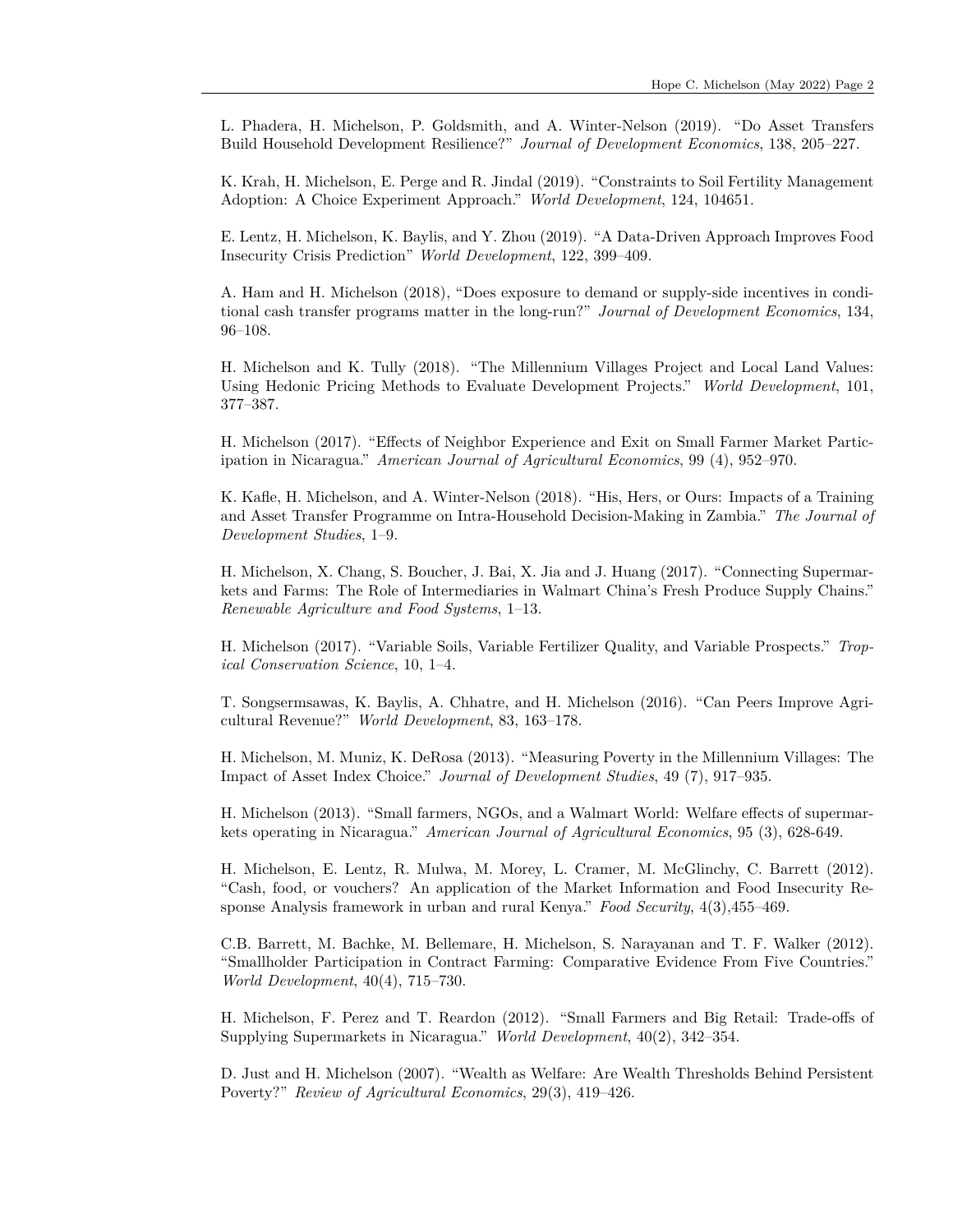L. Phadera, H. Michelson, P. Goldsmith, and A. Winter-Nelson (2019). "Do Asset Transfers Build Household Development Resilience?" *Journal of Development Economics*, 138, 205–227.

K. Krah, H. Michelson, E. Perge and R. Jindal (2019). "Constraints to Soil Fertility Management Adoption: A Choice Experiment Approach." *World Development*, 124, 104651.

E. Lentz, H. Michelson, K. Baylis, and Y. Zhou (2019). "A Data-Driven Approach Improves Food Insecurity Crisis Prediction" *World Development*, 122, 399–409.

A. Ham and H. Michelson (2018), "Does exposure to demand or supply-side incentives in conditional cash transfer programs matter in the long-run?" *Journal of Development Economics*, 134, 96–108.

H. Michelson and K. Tully (2018). "The Millennium Villages Project and Local Land Values: Using Hedonic Pricing Methods to Evaluate Development Projects." *World Development*, 101, 377–387.

H. Michelson (2017). "Effects of Neighbor Experience and Exit on Small Farmer Market Participation in Nicaragua." *American Journal of Agricultural Economics*, 99 (4), 952–970.

K. Kafle, H. Michelson, and A. Winter-Nelson (2018). "His, Hers, or Ours: Impacts of a Training and Asset Transfer Programme on Intra-Household Decision-Making in Zambia." *The Journal of Development Studies*, 1–9.

H. Michelson, X. Chang, S. Boucher, J. Bai, X. Jia and J. Huang (2017). "Connecting Supermarkets and Farms: The Role of Intermediaries in Walmart China's Fresh Produce Supply Chains." *Renewable Agriculture and Food Systems*, 1–13.

H. Michelson (2017). "Variable Soils, Variable Fertilizer Quality, and Variable Prospects." *Tropical Conservation Science*, 10, 1–4.

T. Songsermsawas, K. Baylis, A. Chhatre, and H. Michelson (2016). "Can Peers Improve Agricultural Revenue?" *World Development*, 83, 163–178.

H. Michelson, M. Muniz, K. DeRosa (2013). "Measuring Poverty in the Millennium Villages: The Impact of Asset Index Choice." *Journal of Development Studies*, 49 (7), 917–935.

H. Michelson (2013). "Small farmers, NGOs, and a Walmart World: Welfare effects of supermarkets operating in Nicaragua." *American Journal of Agricultural Economics*, 95 (3), 628-649.

H. Michelson, E. Lentz, R. Mulwa, M. Morey, L. Cramer, M. McGlinchy, C. Barrett (2012). "Cash, food, or vouchers? An application of the Market Information and Food Insecurity Response Analysis framework in urban and rural Kenya." *Food Security*, 4(3),455–469.

C.B. Barrett, M. Bachke, M. Bellemare, H. Michelson, S. Narayanan and T. F. Walker (2012). "Smallholder Participation in Contract Farming: Comparative Evidence From Five Countries." *World Development*, 40(4), 715–730.

H. Michelson, F. Perez and T. Reardon (2012). "Small Farmers and Big Retail: Trade-offs of Supplying Supermarkets in Nicaragua." *World Development*, 40(2), 342–354.

D. Just and H. Michelson (2007). "Wealth as Welfare: Are Wealth Thresholds Behind Persistent Poverty?" *Review of Agricultural Economics*, 29(3), 419–426.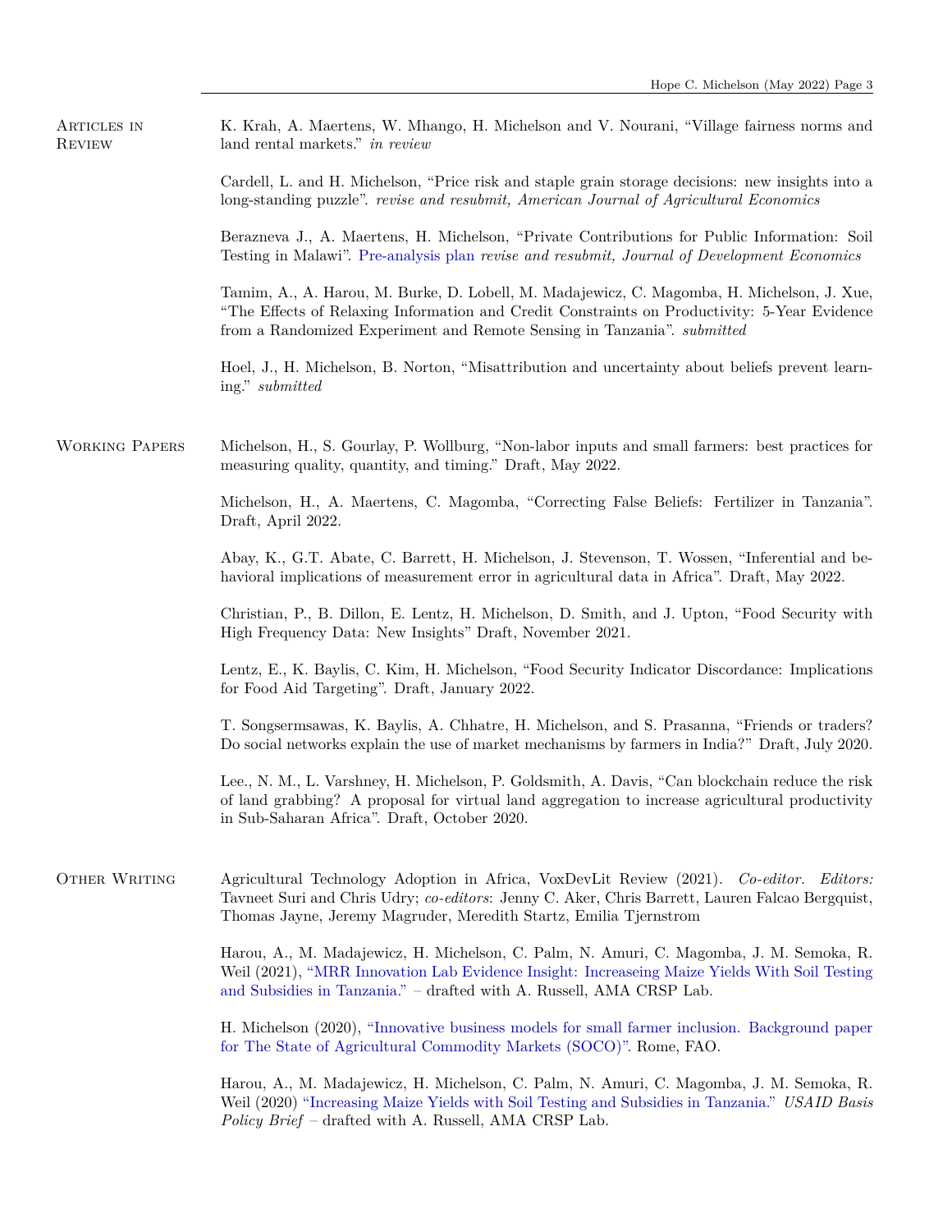## Articles in Review

K. Krah, A. Maertens, W. Mhango, H. Michelson and V. Nourani, "Village fairness norms and land rental markets." *in review*

Cardell, L. and H. Michelson, "Price risk and staple grain storage decisions: new insights into a long-standing puzzle". *revise and resubmit, American Journal of Agricultural Economics*

Berazneva J., A. Maertens, H. Michelson, "Private Contributions for Public Information: Soil Testing in Malawi". Pre-analysis plan *revise and resubmit, Journal of Development Economics*

Tamim, A., A. Harou, M. Burke, D. Lobell, M. Madajewicz, C. Magomba, H. Michelson, J. Xue, "The Effects of Relaxing Information and Credit Constraints on Productivity: 5-Year Evidence from a Randomized Experiment and Remote Sensing in Tanzania". *submitted*

Hoel, J., H. Michelson, B. Norton, "Misattribution and uncertainty about beliefs prevent learning." *submitted*

## Working Papers

Michelson, H., S. Gourlay, P. Wollburg, "Non-labor inputs and small farmers: best practices for measuring quality, quantity, and timing." Draft, May 2022.

Michelson, H., A. Maertens, C. Magomba, "Correcting False Beliefs: Fertilizer in Tanzania". Draft, April 2022.

Abay, K., G.T. Abate, C. Barrett, H. Michelson, J. Stevenson, T. Wossen, "Inferential and behavioral implications of measurement error in agricultural data in Africa". Draft, May 2022.

Christian, P., B. Dillon, E. Lentz, H. Michelson, D. Smith, and J. Upton, "Food Security with High Frequency Data: New Insights" Draft, November 2021.

Lentz, E., K. Baylis, C. Kim, H. Michelson, "Food Security Indicator Discordance: Implications for Food Aid Targeting". Draft, January 2022.

T. Songsermsawas, K. Baylis, A. Chhatre, H. Michelson, and S. Prasanna, "Friends or traders? Do social networks explain the use of market mechanisms by farmers in India?" Draft, July 2020.

Lee., N. M., L. Varshney, H. Michelson, P. Goldsmith, A. Davis, "Can blockchain reduce the risk of land grabbing? A proposal for virtual land aggregation to increase agricultural productivity in Sub-Saharan Africa". Draft, October 2020.

## Other Writing

Agricultural Technology Adoption in Africa, VoxDevLit Review (2021). *Co-editor. Editors:* Tavneet Suri and Chris Udry; *co-editors*: Jenny C. Aker, Chris Barrett, Lauren Falcao Bergquist, Thomas Jayne, Jeremy Magruder, Meredith Startz, Emilia Tjernstrom

Harou, A., M. Madajewicz, H. Michelson, C. Palm, N. Amuri, C. Magomba, J. M. Semoka, R. Weil (2021), "MRR Innovation Lab Evidence Insight: Increaseing Maize Yields With Soil Testing and Subsidies in Tanzania." – drafted with A. Russell, AMA CRSP Lab.

H. Michelson (2020), "Innovative business models for small farmer inclusion. Background paper for The State of Agricultural Commodity Markets (SOCO)". Rome, FAO.

Harou, A., M. Madajewicz, H. Michelson, C. Palm, N. Amuri, C. Magomba, J. M. Semoka, R. Weil (2020) "Increasing Maize Yields with Soil Testing and Subsidies in Tanzania." *USAID Basis Policy Brief* – drafted with A. Russell, AMA CRSP Lab.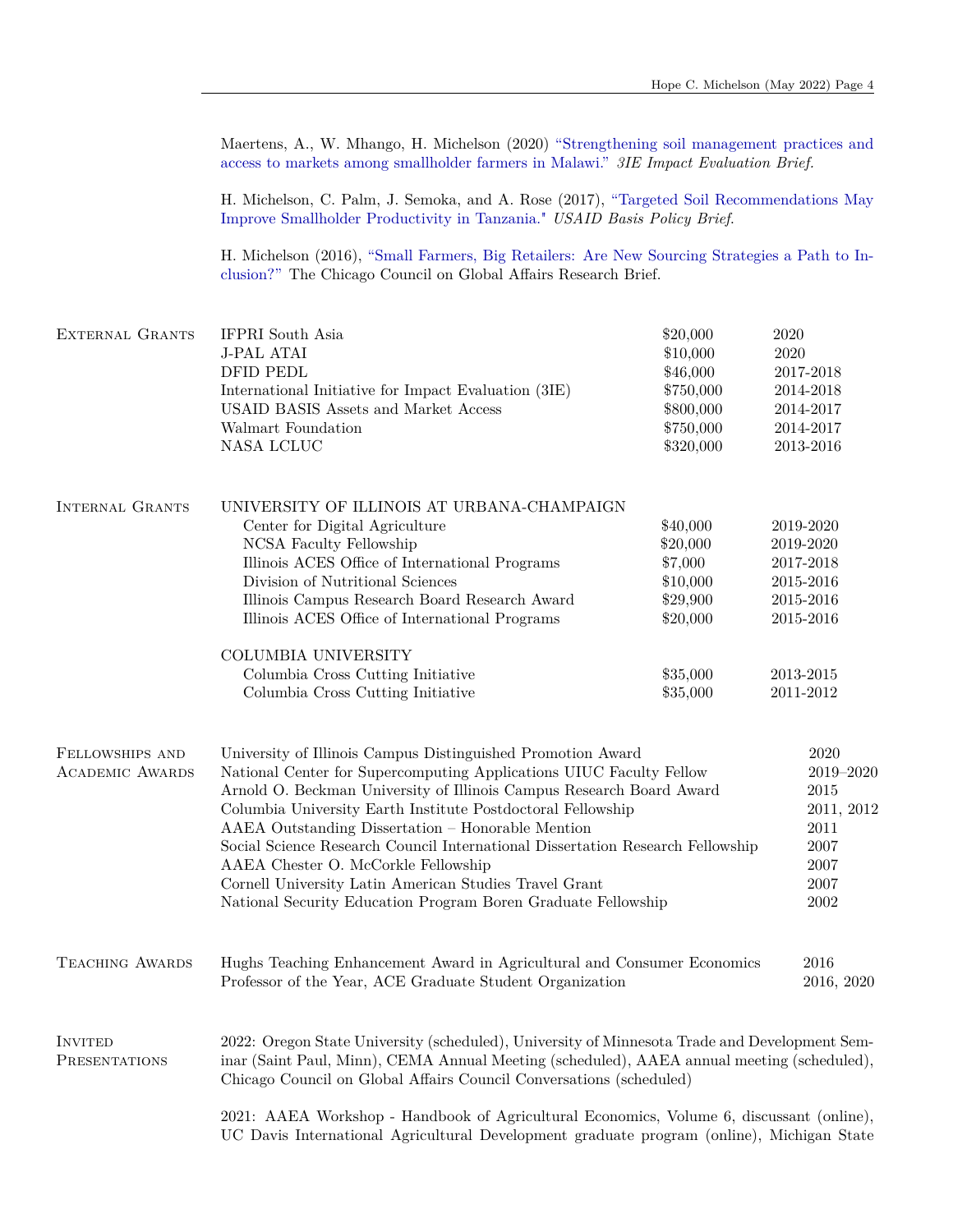Maertens, A., W. Mhango, H. Michelson (2020) "Strengthening soil management practices and access to markets among smallholder farmers in Malawi." *3IE Impact Evaluation Brief*.

H. Michelson, C. Palm, J. Semoka, and A. Rose (2017), "Targeted Soil Recommendations May Improve Smallholder Productivity in Tanzania." *USAID Basis Policy Brief*.

H. Michelson (2016), "Small Farmers, Big Retailers: Are New Sourcing Strategies a Path to Inclusion?" The Chicago Council on Global Affairs Research Brief.

## External Grants

| Grant | Amount | Years |
|---|---|---|
| IFPRI South Asia | $20,000 | 2020 |
| J-PAL ATAI | $10,000 | 2020 |
| DFID PEDL | $46,000 | 2017-2018 |
| International Initiative for Impact Evaluation (3IE) | $750,000 | 2014-2018 |
| USAID BASIS Assets and Market Access | $800,000 | 2014-2017 |
| Walmart Foundation | $750,000 | 2014-2017 |
| NASA LCLUC | $320,000 | 2013-2016 |

## Internal Grants

UNIVERSITY OF ILLINOIS AT URBANA-CHAMPAIGN

| Grant | Amount | Years |
|---|---|---|
| Center for Digital Agriculture | $40,000 | 2019-2020 |
| NCSA Faculty Fellowship | $20,000 | 2019-2020 |
| Illinois ACES Office of International Programs | $7,000 | 2017-2018 |
| Division of Nutritional Sciences | $10,000 | 2015-2016 |
| Illinois Campus Research Board Research Award | $29,900 | 2015-2016 |
| Illinois ACES Office of International Programs | $20,000 | 2015-2016 |

COLUMBIA UNIVERSITY

| Grant | Amount | Years |
|---|---|---|
| Columbia Cross Cutting Initiative | $35,000 | 2013-2015 |
| Columbia Cross Cutting Initiative | $35,000 | 2011-2012 |

## Fellowships and Academic Awards

| Award | Year |
|---|---|
| University of Illinois Campus Distinguished Promotion Award | 2020 |
| National Center for Supercomputing Applications UIUC Faculty Fellow | 2019–2020 |
| Arnold O. Beckman University of Illinois Campus Research Board Award | 2015 |
| Columbia University Earth Institute Postdoctoral Fellowship | 2011, 2012 |
| AAEA Outstanding Dissertation – Honorable Mention | 2011 |
| Social Science Research Council International Dissertation Research Fellowship | 2007 |
| AAEA Chester O. McCorkle Fellowship | 2007 |
| Cornell University Latin American Studies Travel Grant | 2007 |
| National Security Education Program Boren Graduate Fellowship | 2002 |

## Teaching Awards

| Award | Year |
|---|---|
| Hughs Teaching Enhancement Award in Agricultural and Consumer Economics | 2016 |
| Professor of the Year, ACE Graduate Student Organization | 2016, 2020 |

## Invited Presentations

2022: Oregon State University (scheduled), University of Minnesota Trade and Development Seminar (Saint Paul, Minn), CEMA Annual Meeting (scheduled), AAEA annual meeting (scheduled), Chicago Council on Global Affairs Council Conversations (scheduled)

2021: AAEA Workshop - Handbook of Agricultural Economics, Volume 6, discussant (online), UC Davis International Agricultural Development graduate program (online), Michigan State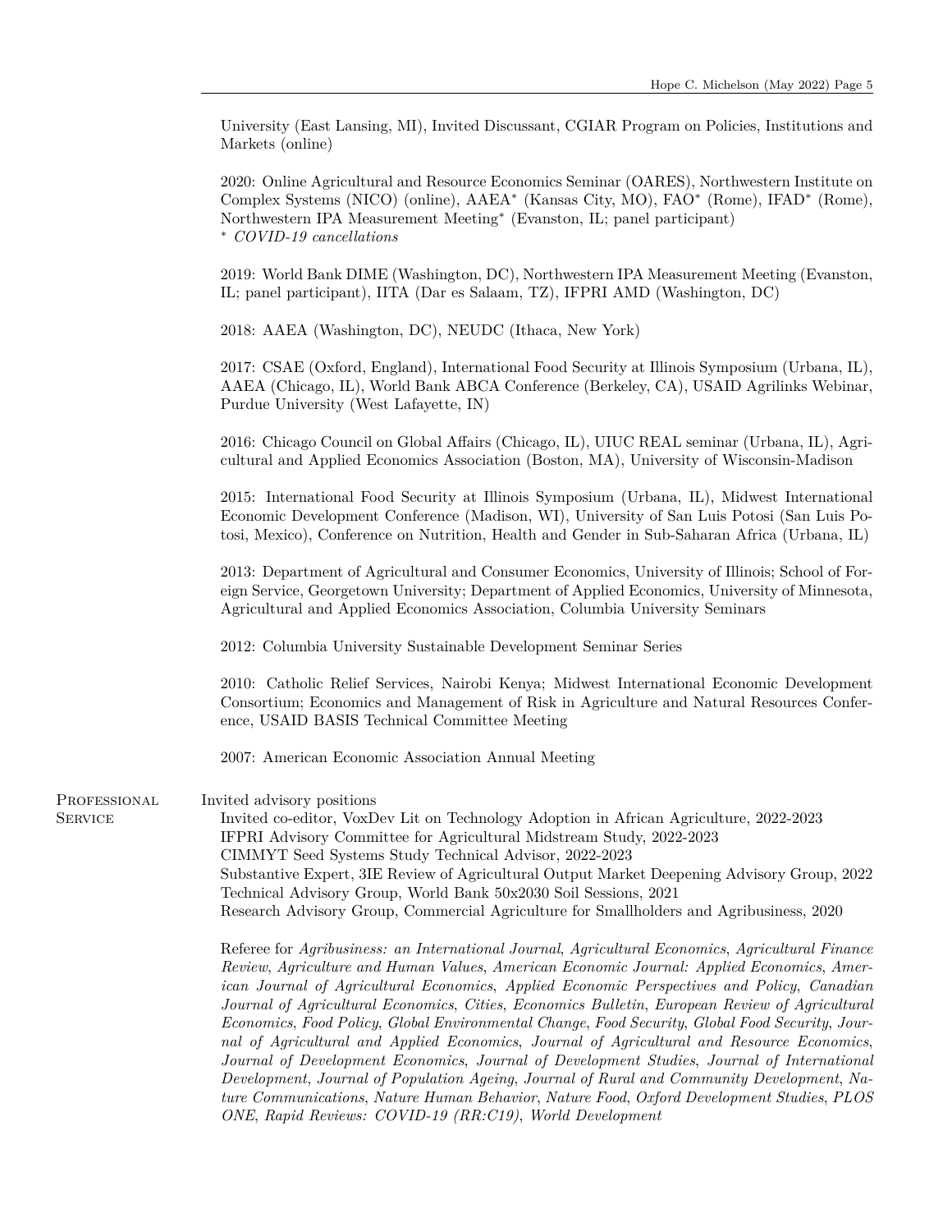University (East Lansing, MI), Invited Discussant, CGIAR Program on Policies, Institutions and Markets (online)

2020: Online Agricultural and Resource Economics Seminar (OARES), Northwestern Institute on Complex Systems (NICO) (online), AAEA* (Kansas City, MO), FAO* (Rome), IFAD* (Rome), Northwestern IPA Measurement Meeting* (Evanston, IL; panel participant)
* *COVID-19 cancellations*

2019: World Bank DIME (Washington, DC), Northwestern IPA Measurement Meeting (Evanston, IL; panel participant), IITA (Dar es Salaam, TZ), IFPRI AMD (Washington, DC)

2018: AAEA (Washington, DC), NEUDC (Ithaca, New York)

2017: CSAE (Oxford, England), International Food Security at Illinois Symposium (Urbana, IL), AAEA (Chicago, IL), World Bank ABCA Conference (Berkeley, CA), USAID Agrilinks Webinar, Purdue University (West Lafayette, IN)

2016: Chicago Council on Global Affairs (Chicago, IL), UIUC REAL seminar (Urbana, IL), Agricultural and Applied Economics Association (Boston, MA), University of Wisconsin-Madison

2015: International Food Security at Illinois Symposium (Urbana, IL), Midwest International Economic Development Conference (Madison, WI), University of San Luis Potosi (San Luis Potosi, Mexico), Conference on Nutrition, Health and Gender in Sub-Saharan Africa (Urbana, IL)

2013: Department of Agricultural and Consumer Economics, University of Illinois; School of Foreign Service, Georgetown University; Department of Applied Economics, University of Minnesota, Agricultural and Applied Economics Association, Columbia University Seminars

2012: Columbia University Sustainable Development Seminar Series

2010: Catholic Relief Services, Nairobi Kenya; Midwest International Economic Development Consortium; Economics and Management of Risk in Agriculture and Natural Resources Conference, USAID BASIS Technical Committee Meeting

2007: American Economic Association Annual Meeting

## Professional Service

Invited advisory positions

- Invited co-editor, VoxDev Lit on Technology Adoption in African Agriculture, 2022-2023
- IFPRI Advisory Committee for Agricultural Midstream Study, 2022-2023
- CIMMYT Seed Systems Study Technical Advisor, 2022-2023
- Substantive Expert, 3IE Review of Agricultural Output Market Deepening Advisory Group, 2022
- Technical Advisory Group, World Bank 50x2030 Soil Sessions, 2021
- Research Advisory Group, Commercial Agriculture for Smallholders and Agribusiness, 2020

Referee for *Agribusiness: an International Journal*, *Agricultural Economics*, *Agricultural Finance Review*, *Agriculture and Human Values*, *American Economic Journal: Applied Economics*, *American Journal of Agricultural Economics*, *Applied Economic Perspectives and Policy*, *Canadian Journal of Agricultural Economics*, *Cities*, *Economics Bulletin*, *European Review of Agricultural Economics*, *Food Policy*, *Global Environmental Change*, *Food Security*, *Global Food Security*, *Journal of Agricultural and Applied Economics*, *Journal of Agricultural and Resource Economics*, *Journal of Development Economics*, *Journal of Development Studies*, *Journal of International Development*, *Journal of Population Ageing*, *Journal of Rural and Community Development*, *Nature Communications*, *Nature Human Behavior*, *Nature Food*, *Oxford Development Studies*, *PLOS ONE*, *Rapid Reviews: COVID-19 (RR:C19)*, *World Development*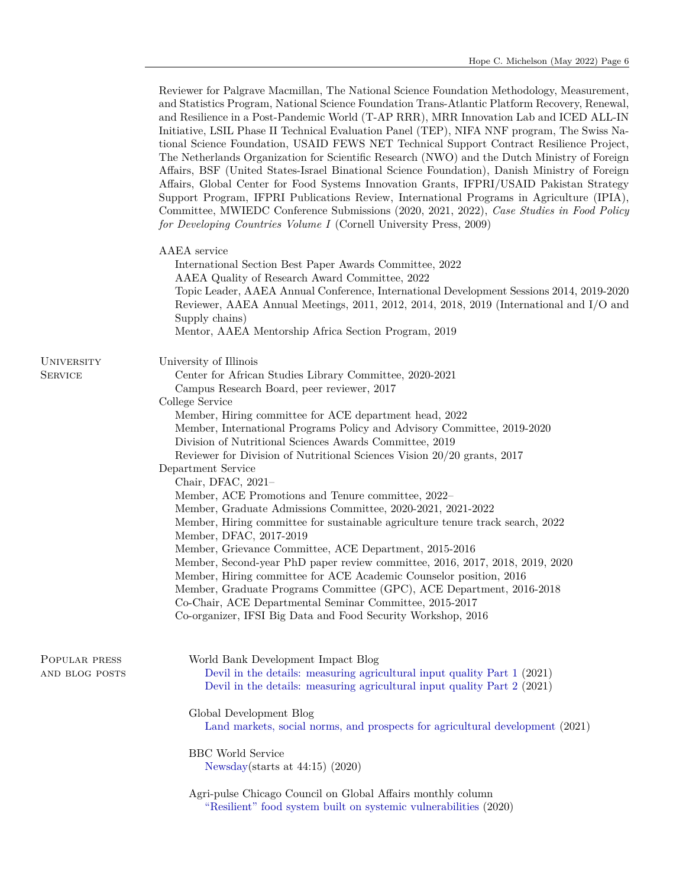Reviewer for Palgrave Macmillan, The National Science Foundation Methodology, Measurement, and Statistics Program, National Science Foundation Trans-Atlantic Platform Recovery, Renewal, and Resilience in a Post-Pandemic World (T-AP RRR), MRR Innovation Lab and ICED ALL-IN Initiative, LSIL Phase II Technical Evaluation Panel (TEP), NIFA NNF program, The Swiss National Science Foundation, USAID FEWS NET Technical Support Contract Resilience Project, The Netherlands Organization for Scientific Research (NWO) and the Dutch Ministry of Foreign Affairs, BSF (United States-Israel Binational Science Foundation), Danish Ministry of Foreign Affairs, Global Center for Food Systems Innovation Grants, IFPRI/USAID Pakistan Strategy Support Program, IFPRI Publications Review, International Programs in Agriculture (IPIA), Committee, MWIEDC Conference Submissions (2020, 2021, 2022), *Case Studies in Food Policy for Developing Countries Volume I* (Cornell University Press, 2009)

AAEA service

- International Section Best Paper Awards Committee, 2022
- AAEA Quality of Research Award Committee, 2022
- Topic Leader, AAEA Annual Conference, International Development Sessions 2014, 2019-2020
- Reviewer, AAEA Annual Meetings, 2011, 2012, 2014, 2018, 2019 (International and I/O and Supply chains)
- Mentor, AAEA Mentorship Africa Section Program, 2019

## University Service

University of Illinois

- Center for African Studies Library Committee, 2020-2021
- Campus Research Board, peer reviewer, 2017

College Service

- Member, Hiring committee for ACE department head, 2022
- Member, International Programs Policy and Advisory Committee, 2019-2020
- Division of Nutritional Sciences Awards Committee, 2019
- Reviewer for Division of Nutritional Sciences Vision 20/20 grants, 2017

Department Service

- Chair, DFAC, 2021–
- Member, ACE Promotions and Tenure committee, 2022–
- Member, Graduate Admissions Committee, 2020-2021, 2021-2022
- Member, Hiring committee for sustainable agriculture tenure track search, 2022
- Member, DFAC, 2017-2019
- Member, Grievance Committee, ACE Department, 2015-2016
- Member, Second-year PhD paper review committee, 2016, 2017, 2018, 2019, 2020
- Member, Hiring committee for ACE Academic Counselor position, 2016
- Member, Graduate Programs Committee (GPC), ACE Department, 2016-2018
- Co-Chair, ACE Departmental Seminar Committee, 2015-2017
- Co-organizer, IFSI Big Data and Food Security Workshop, 2016

## Popular press and blog posts

World Bank Development Impact Blog

- Devil in the details: measuring agricultural input quality Part 1 (2021)
- Devil in the details: measuring agricultural input quality Part 2 (2021)

Global Development Blog

- Land markets, social norms, and prospects for agricultural development (2021)

BBC World Service

- Newsday(starts at 44:15) (2020)

Agri-pulse Chicago Council on Global Affairs monthly column

- "Resilient" food system built on systemic vulnerabilities (2020)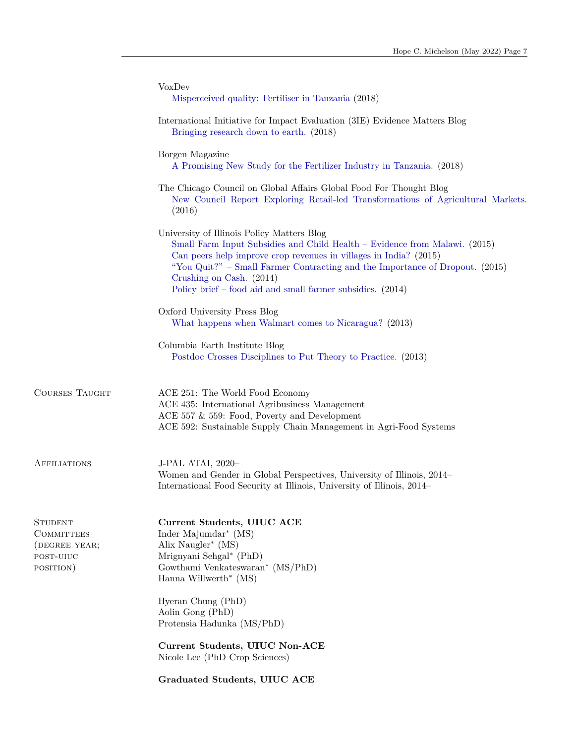VoxDev
- Misperceived quality: Fertiliser in Tanzania (2018)

International Initiative for Impact Evaluation (3IE) Evidence Matters Blog
- Bringing research down to earth. (2018)

Borgen Magazine
- A Promising New Study for the Fertilizer Industry in Tanzania. (2018)

The Chicago Council on Global Affairs Global Food For Thought Blog
- New Council Report Exploring Retail-led Transformations of Agricultural Markets. (2016)

University of Illinois Policy Matters Blog
- Small Farm Input Subsidies and Child Health – Evidence from Malawi. (2015)
- Can peers help improve crop revenues in villages in India? (2015)
- "You Quit?" – Small Farmer Contracting and the Importance of Dropout. (2015)
- Crushing on Cash. (2014)
- Policy brief – food aid and small farmer subsidies. (2014)

Oxford University Press Blog
- What happens when Walmart comes to Nicaragua? (2013)

Columbia Earth Institute Blog
- Postdoc Crosses Disciplines to Put Theory to Practice. (2013)

## Courses Taught

ACE 251: The World Food Economy
ACE 435: International Agribusiness Management
ACE 557 & 559: Food, Poverty and Development
ACE 592: Sustainable Supply Chain Management in Agri-Food Systems

## Affiliations

J-PAL ATAI, 2020–
Women and Gender in Global Perspectives, University of Illinois, 2014–
International Food Security at Illinois, University of Illinois, 2014–

## Student Committees (degree year; post-UIUC position)

**Current Students, UIUC ACE**

Inder Majumdar* (MS)
Alix Naugler* (MS)
Mrignyani Sehgal* (PhD)
Gowthami Venkateswaran* (MS/PhD)
Hanna Willwerth* (MS)

Hyeran Chung (PhD)
Aolin Gong (PhD)
Protensia Hadunka (MS/PhD)

**Current Students, UIUC Non-ACE**

Nicole Lee (PhD Crop Sciences)

**Graduated Students, UIUC ACE**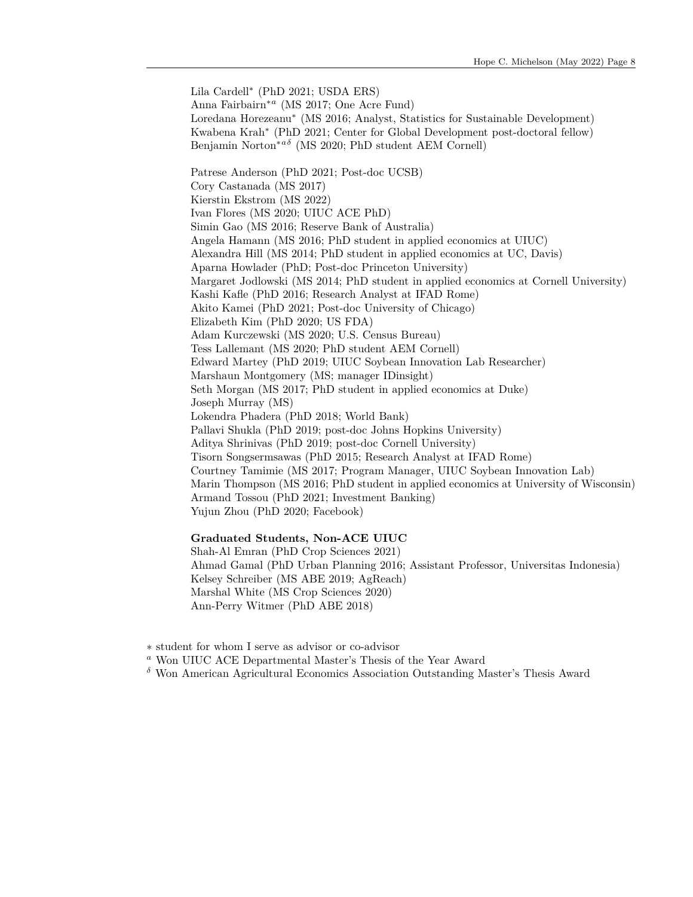Lila Cardell* (PhD 2021; USDA ERS)
Anna Fairbairn*[a] (MS 2017; One Acre Fund)
Loredana Horezeanu* (MS 2016; Analyst, Statistics for Sustainable Development)
Kwabena Krah* (PhD 2021; Center for Global Development post-doctoral fellow)
Benjamin Norton*[a][δ] (MS 2020; PhD student AEM Cornell)

Patrese Anderson (PhD 2021; Post-doc UCSB)
Cory Castanada (MS 2017)
Kierstin Ekstrom (MS 2022)
Ivan Flores (MS 2020; UIUC ACE PhD)
Simin Gao (MS 2016; Reserve Bank of Australia)
Angela Hamann (MS 2016; PhD student in applied economics at UIUC)
Alexandra Hill (MS 2014; PhD student in applied economics at UC, Davis)
Aparna Howlader (PhD; Post-doc Princeton University)
Margaret Jodlowski (MS 2014; PhD student in applied economics at Cornell University)
Kashi Kafle (PhD 2016; Research Analyst at IFAD Rome)
Akito Kamei (PhD 2021; Post-doc University of Chicago)
Elizabeth Kim (PhD 2020; US FDA)
Adam Kurczewski (MS 2020; U.S. Census Bureau)
Tess Lallemant (MS 2020; PhD student AEM Cornell)
Edward Martey (PhD 2019; UIUC Soybean Innovation Lab Researcher)
Marshaun Montgomery (MS; manager IDinsight)
Seth Morgan (MS 2017; PhD student in applied economics at Duke)
Joseph Murray (MS)
Lokendra Phadera (PhD 2018; World Bank)
Pallavi Shukla (PhD 2019; post-doc Johns Hopkins University)
Aditya Shrinivas (PhD 2019; post-doc Cornell University)
Tisorn Songsermsawas (PhD 2015; Research Analyst at IFAD Rome)
Courtney Tamimie (MS 2017; Program Manager, UIUC Soybean Innovation Lab)
Marin Thompson (MS 2016; PhD student in applied economics at University of Wisconsin)
Armand Tossou (PhD 2021; Investment Banking)
Yujun Zhou (PhD 2020; Facebook)

**Graduated Students, Non-ACE UIUC**

Shah-Al Emran (PhD Crop Sciences 2021)
Ahmad Gamal (PhD Urban Planning 2016; Assistant Professor, Universitas Indonesia)
Kelsey Schreiber (MS ABE 2019; AgReach)
Marshal White (MS Crop Sciences 2020)
Ann-Perry Witmer (PhD ABE 2018)

* student for whom I serve as advisor or co-advisor
[a] Won UIUC ACE Departmental Master's Thesis of the Year Award
[δ] Won American Agricultural Economics Association Outstanding Master's Thesis Award